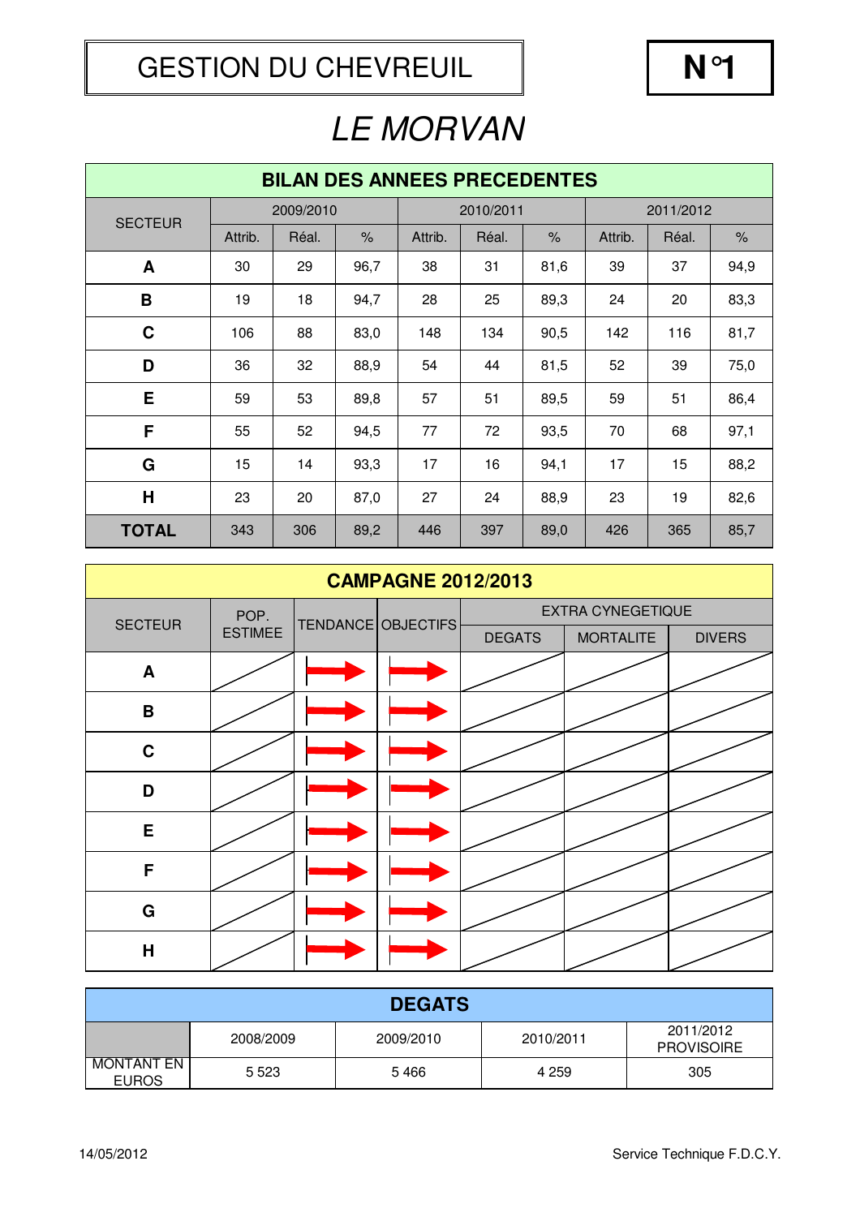# GESTION DU CHEVREUIL

**N°1**

## *LE MORVAN*

| BILAN DES ANNEES PRECEDENTES | | | | | | | | | |
|---|---|---|---|---|---|---|---|---|---|
| SECTEUR | 2009/2010 | | | 2010/2011 | | | 2011/2012 | | |
| | Attrib. | Réal. | % | Attrib. | Réal. | % | Attrib. | Réal. | % |
| **A** | 30 | 29 | 96,7 | 38 | 31 | 81,6 | 39 | 37 | 94,9 |
| **B** | 19 | 18 | 94,7 | 28 | 25 | 89,3 | 24 | 20 | 83,3 |
| **C** | 106 | 88 | 83,0 | 148 | 134 | 90,5 | 142 | 116 | 81,7 |
| **D** | 36 | 32 | 88,9 | 54 | 44 | 81,5 | 52 | 39 | 75,0 |
| **E** | 59 | 53 | 89,8 | 57 | 51 | 89,5 | 59 | 51 | 86,4 |
| **F** | 55 | 52 | 94,5 | 77 | 72 | 93,5 | 70 | 68 | 97,1 |
| **G** | 15 | 14 | 93,3 | 17 | 16 | 94,1 | 17 | 15 | 88,2 |
| **H** | 23 | 20 | 87,0 | 27 | 24 | 88,9 | 23 | 19 | 82,6 |
| **TOTAL** | 343 | 306 | 89,2 | 446 | 397 | 89,0 | 426 | 365 | 85,7 |

| CAMPAGNE 2012/2013 | | | | | | |
|---|---|---|---|---|---|---|
| SECTEUR | POP. ESTIMEE | TENDANCE | OBJECTIFS | EXTRA CYNEGETIQUE | | |
| | | | | DEGATS | MORTALITE | DIVERS |
| **A** | | → | → | | | |
| **B** | | → | → | | | |
| **C** | | → | → | | | |
| **D** | | → | → | | | |
| **E** | | → | → | | | |
| **F** | | → | → | | | |
| **G** | | → | → | | | |
| **H** | | → | → | | | |

| DEGATS | | | | |
|---|---|---|---|---|
| | 2008/2009 | 2009/2010 | 2010/2011 | 2011/2012 PROVISOIRE |
| MONTANT EN EUROS | 5 523 | 5 466 | 4 259 | 305 |

14/05/2012 Service Technique F.D.C.Y.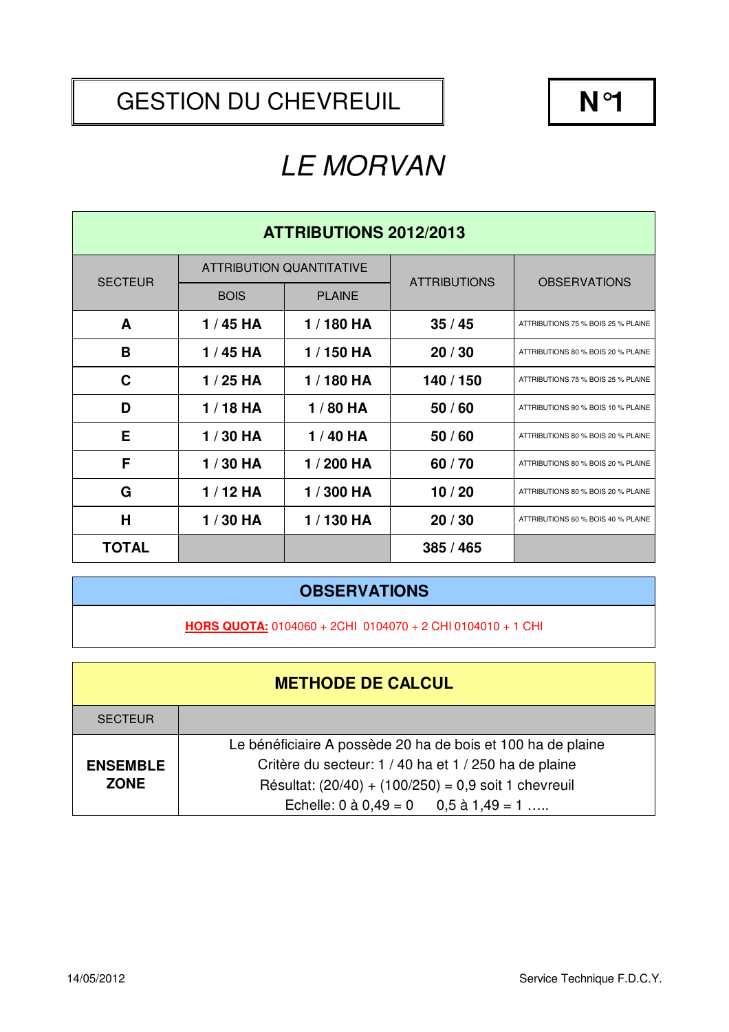# GESTION DU CHEVREUIL

**N°1**

## *LE MORVAN*

| **ATTRIBUTIONS 2012/2013** | | | | |
|---|---|---|---|---|
| SECTEUR | ATTRIBUTION QUANTITATIVE | | ATTRIBUTIONS | OBSERVATIONS |
| | BOIS | PLAINE | | |
| **A** | **1 / 45 HA** | **1 / 180 HA** | **35 / 45** | ATTRIBUTIONS 75 % BOIS 25 % PLAINE |
| **B** | **1 / 45 HA** | **1 / 150 HA** | **20 / 30** | ATTRIBUTIONS 80 % BOIS 20 % PLAINE |
| **C** | **1 / 25 HA** | **1 / 180 HA** | **140 / 150** | ATTRIBUTIONS 75 % BOIS 25 % PLAINE |
| **D** | **1 / 18 HA** | **1 / 80 HA** | **50 / 60** | ATTRIBUTIONS 90 % BOIS 10 % PLAINE |
| **E** | **1 / 30 HA** | **1 / 40 HA** | **50 / 60** | ATTRIBUTIONS 80 % BOIS 20 % PLAINE |
| **F** | **1 / 30 HA** | **1 / 200 HA** | **60 / 70** | ATTRIBUTIONS 80 % BOIS 20 % PLAINE |
| **G** | **1 / 12 HA** | **1 / 300 HA** | **10 / 20** | ATTRIBUTIONS 80 % BOIS 20 % PLAINE |
| **H** | **1 / 30 HA** | **1 / 130 HA** | **20 / 30** | ATTRIBUTIONS 60 % BOIS 40 % PLAINE |
| **TOTAL** | | | **385 / 465** | |

## OBSERVATIONS

**HORS QUOTA:** 0104060 + 2CHI 0104070 + 2 CHI 0104010 + 1 CHI

## METHODE DE CALCUL

| SECTEUR | |
|---|---|
| **ENSEMBLE ZONE** | Le bénéficiaire A possède 20 ha de bois et 100 ha de plaine<br>Critère du secteur: 1 / 40 ha et 1 / 250 ha de plaine<br>Résultat: (20/40) + (100/250) = 0,9 soit 1 chevreuil<br>Echelle: 0 à 0,49 = 0 0,5 à 1,49 = 1 ….. |

14/05/2012

Service Technique F.D.C.Y.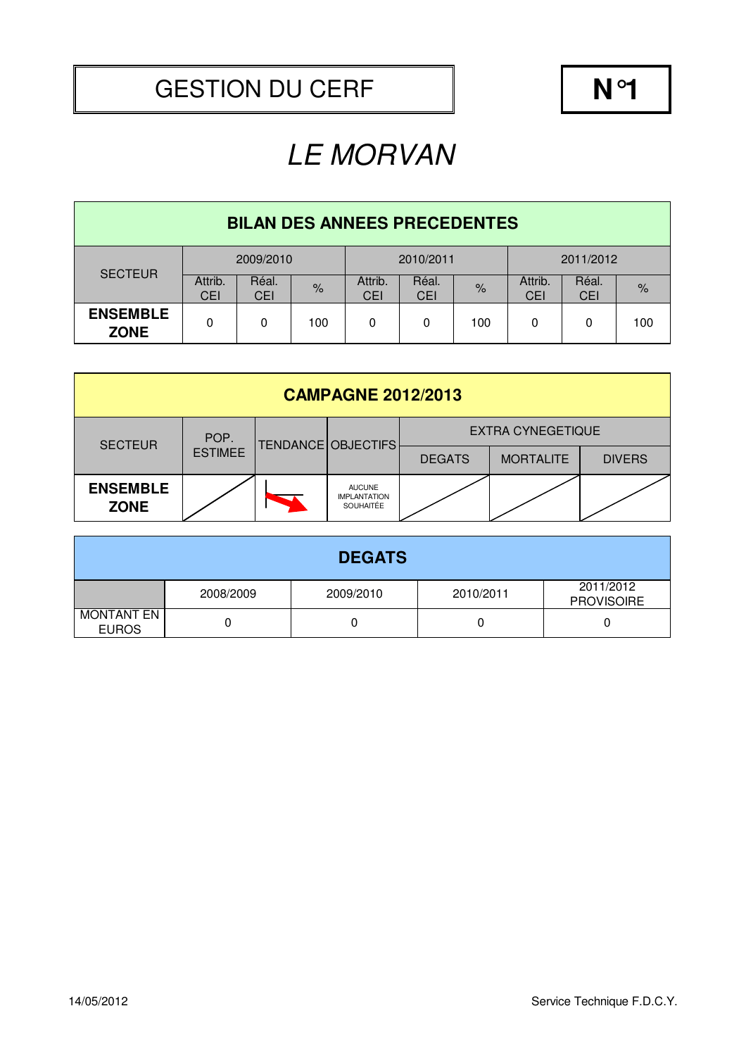# GESTION DU CERF

**N°1**

## *LE MORVAN*

| **BILAN DES ANNEES PRECEDENTES** | | | | | | | | | |
|---|---|---|---|---|---|---|---|---|---|
| SECTEUR | 2009/2010 | | | 2010/2011 | | | 2011/2012 | | |
| | Attrib. CEI | Réal. CEI | % | Attrib. CEI | Réal. CEI | % | Attrib. CEI | Réal. CEI | % |
| **ENSEMBLE ZONE** | 0 | 0 | 100 | 0 | 0 | 100 | 0 | 0 | 100 |

| **CAMPAGNE 2012/2013** | | | | | | |
|---|---|---|---|---|---|---|
| SECTEUR | POP. ESTIMEE | TENDANCE | OBJECTIFS | EXTRA CYNEGETIQUE | | |
| | | | | DEGATS | MORTALITE | DIVERS |
| **ENSEMBLE ZONE** | | ↘ | AUCUNE IMPLANTATION SOUHAITÉE | | | |

| **DEGATS** | | | | |
|---|---|---|---|---|
| | 2008/2009 | 2009/2010 | 2010/2011 | 2011/2012 PROVISOIRE |
| MONTANT EN EUROS | 0 | 0 | 0 | 0 |

14/05/2012

Service Technique F.D.C.Y.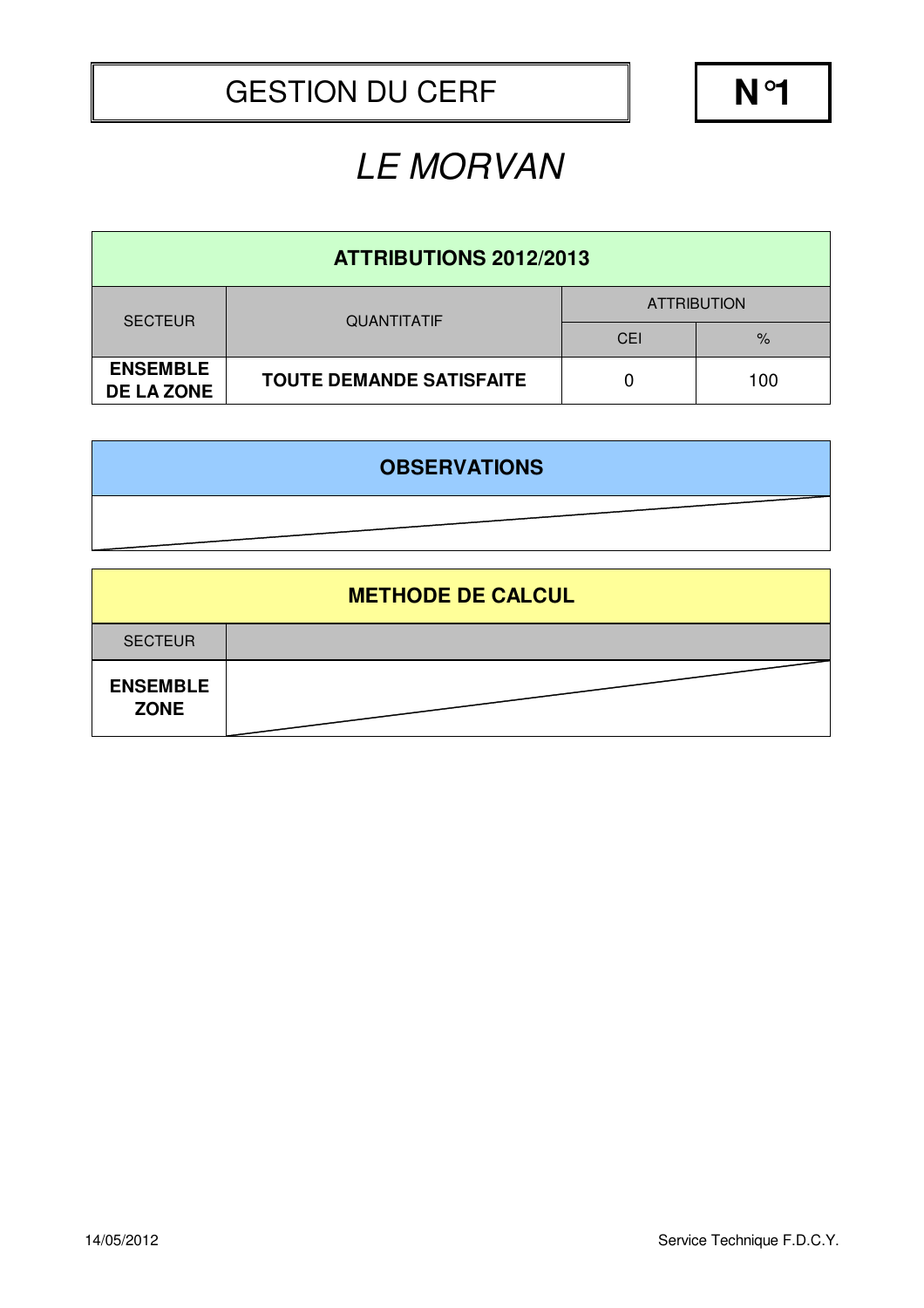# GESTION DU CERF

**N°1**

## *LE MORVAN*

| **ATTRIBUTIONS 2012/2013** | | | |
|---|---|---|---|
| SECTEUR | QUANTITATIF | ATTRIBUTION | |
| | | CEI | % |
| **ENSEMBLE DE LA ZONE** | **TOUTE DEMANDE SATISFAITE** | 0 | 100 |

| **OBSERVATIONS** |
|---|
| |

| **METHODE DE CALCUL** | |
|---|---|
| SECTEUR | |
| **ENSEMBLE ZONE** | |

14/05/2012

Service Technique F.D.C.Y.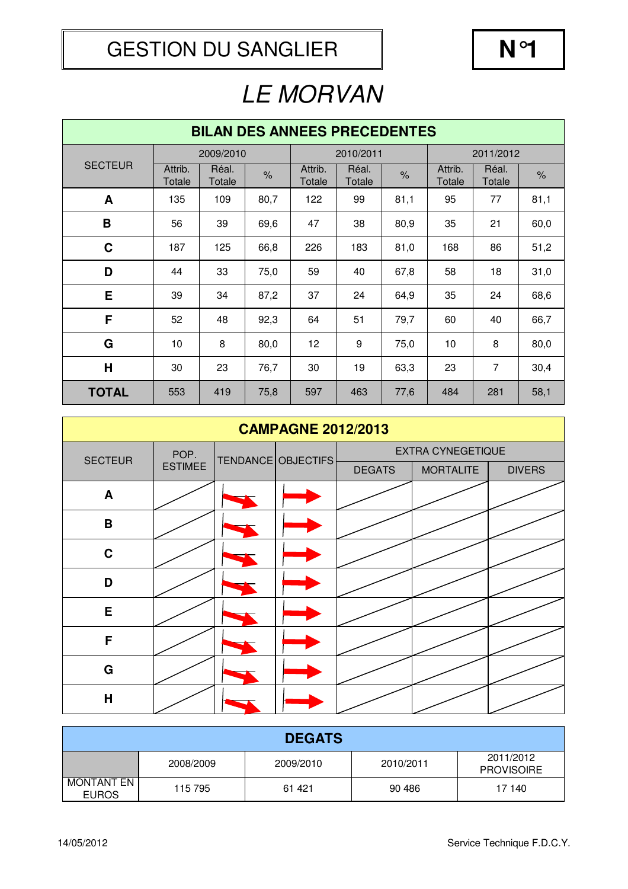# GESTION DU SANGLIER

**N°1**

## *LE MORVAN*

| BILAN DES ANNEES PRECEDENTES | | | | | | | | | |
|---|---|---|---|---|---|---|---|---|---|
| SECTEUR | 2009/2010 | | | 2010/2011 | | | 2011/2012 | | |
| | Attrib. Totale | Réal. Totale | % | Attrib. Totale | Réal. Totale | % | Attrib. Totale | Réal. Totale | % |
| **A** | 135 | 109 | 80,7 | 122 | 99 | 81,1 | 95 | 77 | 81,1 |
| **B** | 56 | 39 | 69,6 | 47 | 38 | 80,9 | 35 | 21 | 60,0 |
| **C** | 187 | 125 | 66,8 | 226 | 183 | 81,0 | 168 | 86 | 51,2 |
| **D** | 44 | 33 | 75,0 | 59 | 40 | 67,8 | 58 | 18 | 31,0 |
| **E** | 39 | 34 | 87,2 | 37 | 24 | 64,9 | 35 | 24 | 68,6 |
| **F** | 52 | 48 | 92,3 | 64 | 51 | 79,7 | 60 | 40 | 66,7 |
| **G** | 10 | 8 | 80,0 | 12 | 9 | 75,0 | 10 | 8 | 80,0 |
| **H** | 30 | 23 | 76,7 | 30 | 19 | 63,3 | 23 | 7 | 30,4 |
| **TOTAL** | 553 | 419 | 75,8 | 597 | 463 | 77,6 | 484 | 281 | 58,1 |

| CAMPAGNE 2012/2013 | | | | | | |
|---|---|---|---|---|---|---|
| SECTEUR | POP. ESTIMEE | TENDANCE | OBJECTIFS | EXTRA CYNEGETIQUE | | |
| | | | | DEGATS | MORTALITE | DIVERS |
| **A** | | ↘ | → | | | |
| **B** | | ↘ | → | | | |
| **C** | | ↘ | → | | | |
| **D** | | ↘ | → | | | |
| **E** | | ↘ | → | | | |
| **F** | | ↘ | → | | | |
| **G** | | ↘ | → | | | |
| **H** | | ↘ | → | | | |

| DEGATS | | | | |
|---|---|---|---|---|
| | 2008/2009 | 2009/2010 | 2010/2011 | 2011/2012 PROVISOIRE |
| MONTANT EN EUROS | 115 795 | 61 421 | 90 486 | 17 140 |

14/05/2012

Service Technique F.D.C.Y.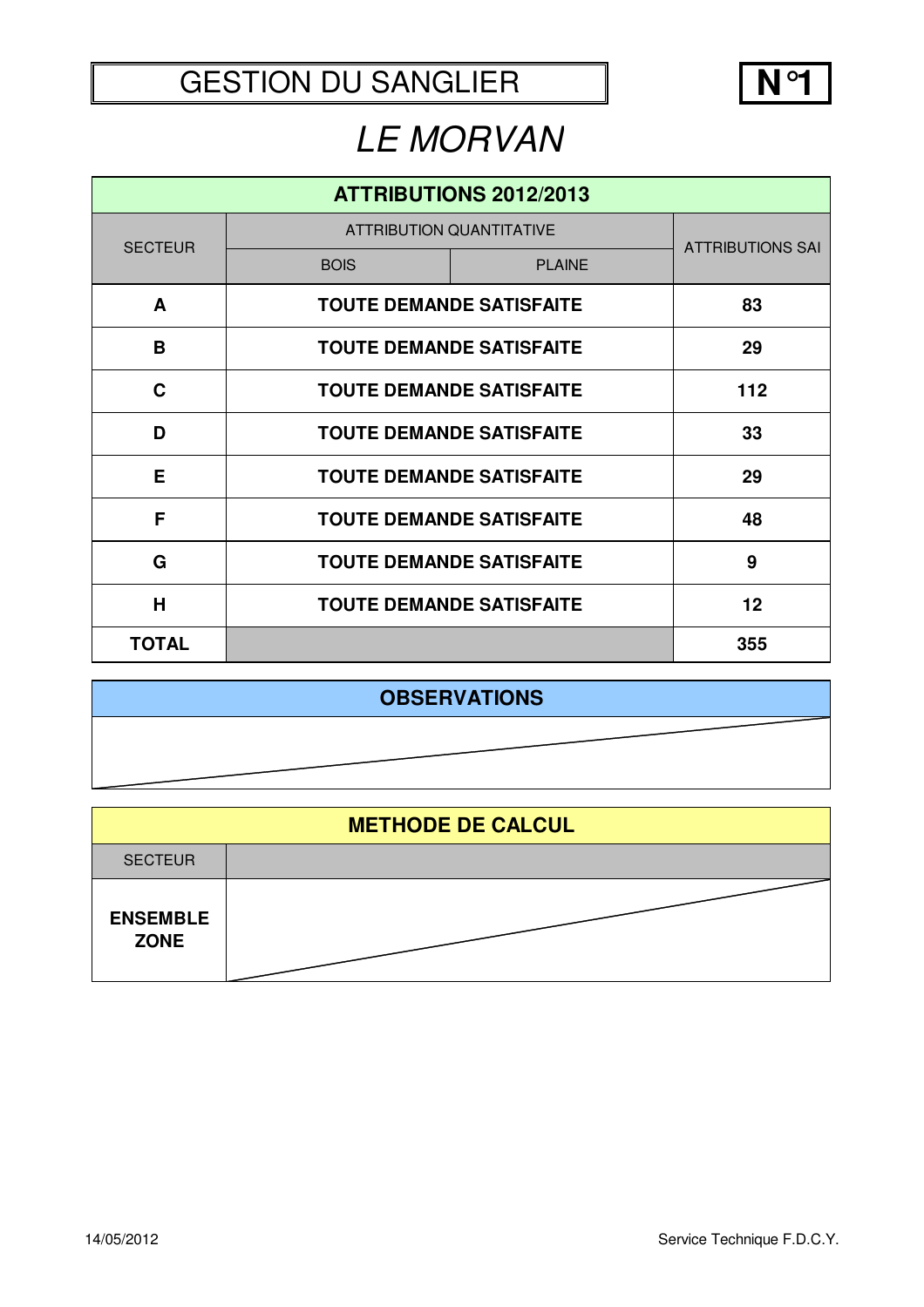# GESTION DU SANGLIER

**N°1**

## *LE MORVAN*

| ATTRIBUTIONS 2012/2013 | | | |
|---|---|---|---|
| SECTEUR | ATTRIBUTION QUANTITATIVE | | ATTRIBUTIONS SAI |
| | BOIS | PLAINE | |
| **A** | **TOUTE DEMANDE SATISFAITE** | | **83** |
| **B** | **TOUTE DEMANDE SATISFAITE** | | **29** |
| **C** | **TOUTE DEMANDE SATISFAITE** | | **112** |
| **D** | **TOUTE DEMANDE SATISFAITE** | | **33** |
| **E** | **TOUTE DEMANDE SATISFAITE** | | **29** |
| **F** | **TOUTE DEMANDE SATISFAITE** | | **48** |
| **G** | **TOUTE DEMANDE SATISFAITE** | | **9** |
| **H** | **TOUTE DEMANDE SATISFAITE** | | **12** |
| **TOTAL** | | | **355** |

| OBSERVATIONS |
|---|
| |

| METHODE DE CALCUL | |
|---|---|
| SECTEUR | |
| **ENSEMBLE ZONE** | |

14/05/2012

Service Technique F.D.C.Y.